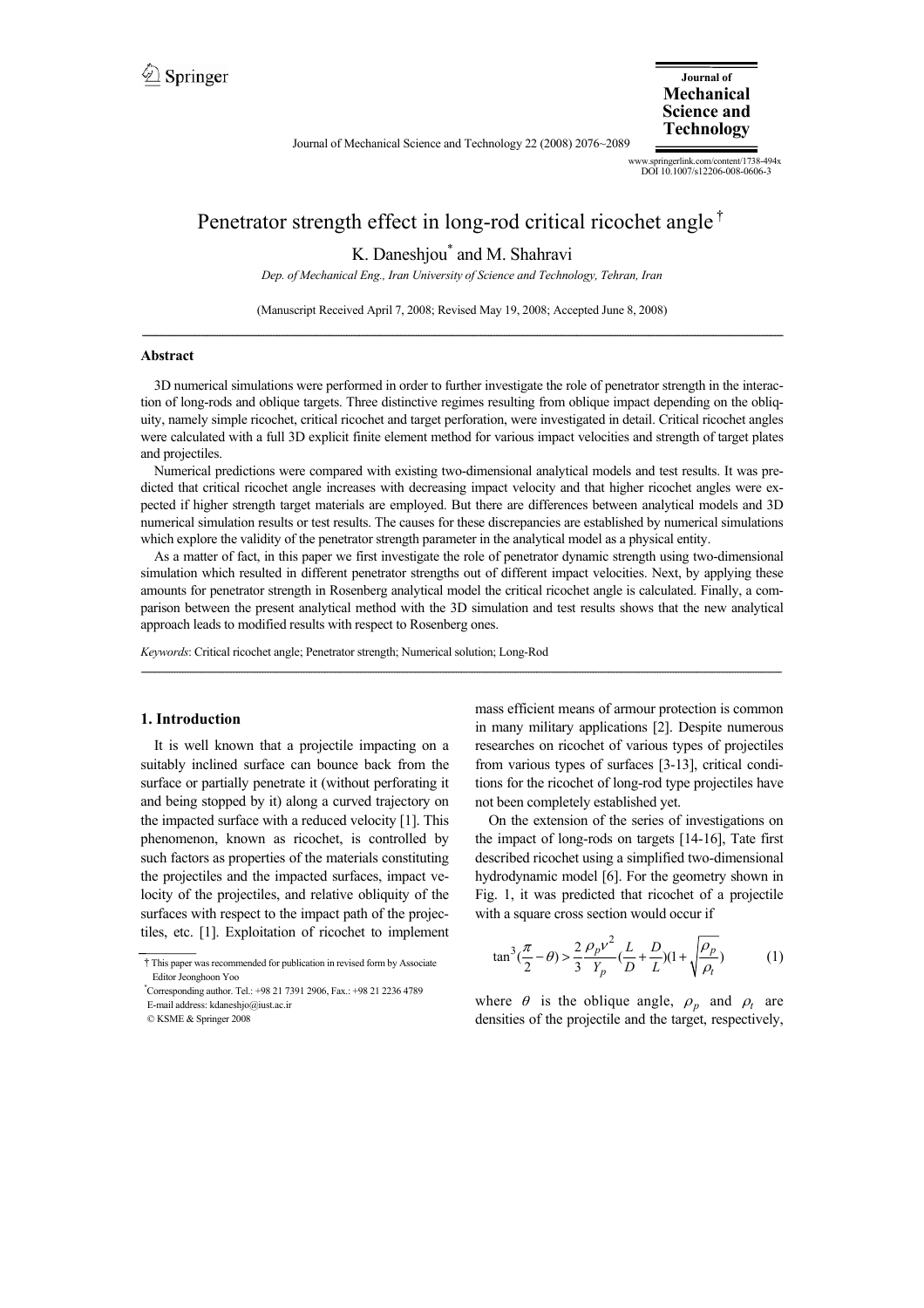# Penetrator strength effect in long-rod critical ricochet angle †

K. Daneshjou* and M. Shahravi

*Dep. of Mechanical Eng., Iran University of Science and Technology, Tehran, Iran*

(Manuscript Received April 7, 2008; Revised May 19, 2008; Accepted June 8, 2008)

---

### Abstract

3D numerical simulations were performed in order to further investigate the role of penetrator strength in the interaction of long-rods and oblique targets. Three distinctive regimes resulting from oblique impact depending on the obliquity, namely simple ricochet, critical ricochet and target perforation, were investigated in detail. Critical ricochet angles were calculated with a full 3D explicit finite element method for various impact velocities and strength of target plates and projectiles.

Numerical predictions were compared with existing two-dimensional analytical models and test results. It was predicted that critical ricochet angle increases with decreasing impact velocity and that higher ricochet angles were expected if higher strength target materials are employed. But there are differences between analytical models and 3D numerical simulation results or test results. The causes for these discrepancies are established by numerical simulations which explore the validity of the penetrator strength parameter in the analytical model as a physical entity.

As a matter of fact, in this paper we first investigate the role of penetrator dynamic strength using two-dimensional simulation which resulted in different penetrator strengths out of different impact velocities. Next, by applying these amounts for penetrator strength in Rosenberg analytical model the critical ricochet angle is calculated. Finally, a comparison between the present analytical method with the 3D simulation and test results shows that the new analytical approach leads to modified results with respect to Rosenberg ones.

*Keywords*: Critical ricochet angle; Penetrator strength; Numerical solution; Long-Rod

---

## 1. Introduction

It is well known that a projectile impacting on a suitably inclined surface can bounce back from the surface or partially penetrate it (without perforating it and being stopped by it) along a curved trajectory on the impacted surface with a reduced velocity [1]. This phenomenon, known as ricochet, is controlled by such factors as properties of the materials constituting the projectiles and the impacted surfaces, impact velocity of the projectiles, and relative obliquity of the surfaces with respect to the impact path of the projectiles, etc. [1]. Exploitation of ricochet to implement mass efficient means of armour protection is common in many military applications [2]. Despite numerous researches on ricochet of various types of projectiles from various types of surfaces [3-13], critical conditions for the ricochet of long-rod type projectiles have not been completely established yet.

On the extension of the series of investigations on the impact of long-rods on targets [14-16], Tate first described ricochet using a simplified two-dimensional hydrodynamic model [6]. For the geometry shown in Fig. 1, it was predicted that ricochet of a projectile with a square cross section would occur if

$$\tan^3\left(\frac{\pi}{2}-\theta\right) > \frac{2}{3}\frac{\rho_p v^2}{Y_p}\left(\frac{L}{D}+\frac{D}{L}\right)\left(1+\sqrt{\frac{\rho_p}{\rho_t}}\right) \qquad (1)$$

where $\theta$ is the oblique angle, $\rho_p$ and $\rho_t$ are densities of the projectile and the target, respectively,

---

† This paper was recommended for publication in revised form by Associate Editor Jeonghoon Yoo

* Corresponding author. Tel.: +98 21 7391 2906, Fax.: +98 21 2236 4789
E-mail address: kdaneshjo@iust.ac.ir

© KSME & Springer 2008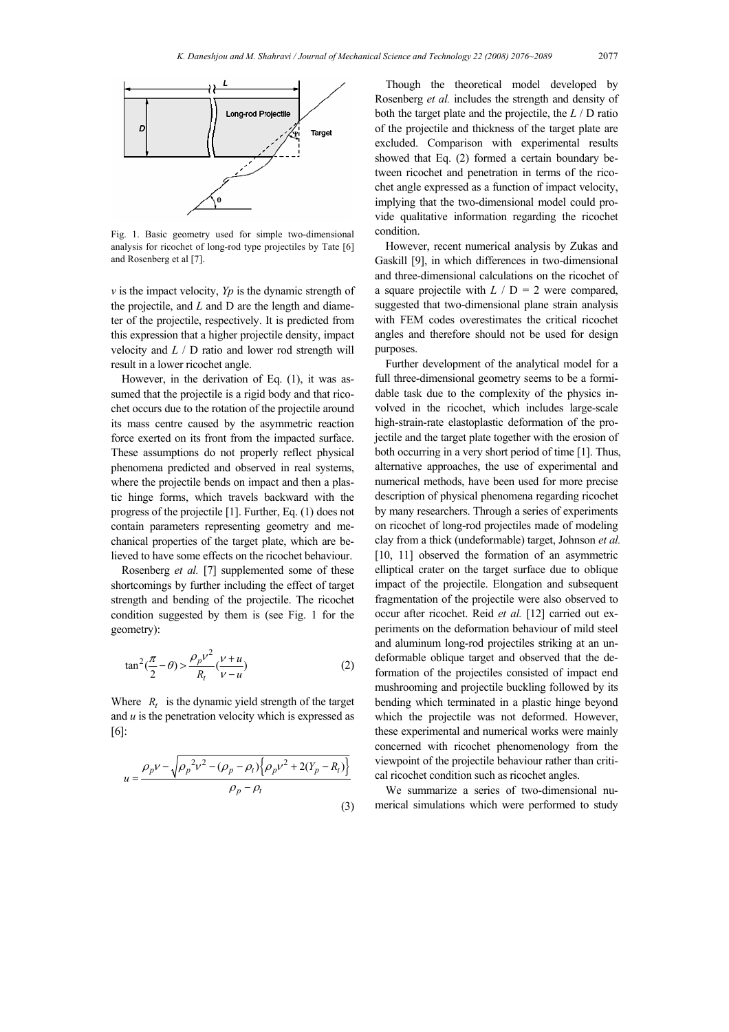Fig. 1. Basic geometry used for simple two-dimensional analysis for ricochet of long-rod type projectiles by Tate [6] and Rosenberg et al [7].

$v$ is the impact velocity, $Yp$ is the dynamic strength of the projectile, and $L$ and D are the length and diameter of the projectile, respectively. It is predicted from this expression that a higher projectile density, impact velocity and $L$ / D ratio and lower rod strength will result in a lower ricochet angle.

However, in the derivation of Eq. (1), it was assumed that the projectile is a rigid body and that ricochet occurs due to the rotation of the projectile around its mass centre caused by the asymmetric reaction force exerted on its front from the impacted surface. These assumptions do not properly reflect physical phenomena predicted and observed in real systems, where the projectile bends on impact and then a plastic hinge forms, which travels backward with the progress of the projectile [1]. Further, Eq. (1) does not contain parameters representing geometry and mechanical properties of the target plate, which are believed to have some effects on the ricochet behaviour.

Rosenberg *et al.* [7] supplemented some of these shortcomings by further including the effect of target strength and bending of the projectile. The ricochet condition suggested by them is (see Fig. 1 for the geometry):

$$\tan^2(\frac{\pi}{2}-\theta) > \frac{\rho_p v^2}{R_t}(\frac{v+u}{v-u}) \tag{2}$$

Where $R_t$ is the dynamic yield strength of the target and $u$ is the penetration velocity which is expressed as [6]:

$$u = \frac{\rho_p v - \sqrt{\rho_p{}^2 v^2 - (\rho_p - \rho_t)\left\{\rho_p v^2 + 2(Y_p - R_t)\right\}}}{\rho_p - \rho_t} \tag{3}$$

Though the theoretical model developed by Rosenberg *et al.* includes the strength and density of both the target plate and the projectile, the $L$ / D ratio of the projectile and thickness of the target plate are excluded. Comparison with experimental results showed that Eq. (2) formed a certain boundary between ricochet and penetration in terms of the ricochet angle expressed as a function of impact velocity, implying that the two-dimensional model could provide qualitative information regarding the ricochet condition.

However, recent numerical analysis by Zukas and Gaskill [9], in which differences in two-dimensional and three-dimensional calculations on the ricochet of a square projectile with $L$ / D = 2 were compared, suggested that two-dimensional plane strain analysis with FEM codes overestimates the critical ricochet angles and therefore should not be used for design purposes.

Further development of the analytical model for a full three-dimensional geometry seems to be a formidable task due to the complexity of the physics involved in the ricochet, which includes large-scale high-strain-rate elastoplastic deformation of the projectile and the target plate together with the erosion of both occurring in a very short period of time [1]. Thus, alternative approaches, the use of experimental and numerical methods, have been used for more precise description of physical phenomena regarding ricochet by many researchers. Through a series of experiments on ricochet of long-rod projectiles made of modeling clay from a thick (undeformable) target, Johnson *et al.* [10, 11] observed the formation of an asymmetric elliptical crater on the target surface due to oblique impact of the projectile. Elongation and subsequent fragmentation of the projectile were also observed to occur after ricochet. Reid *et al.* [12] carried out experiments on the deformation behaviour of mild steel and aluminum long-rod projectiles striking at an undeformable oblique target and observed that the deformation of the projectiles consisted of impact end mushrooming and projectile buckling followed by its bending which terminated in a plastic hinge beyond which the projectile was not deformed. However, these experimental and numerical works were mainly concerned with ricochet phenomenology from the viewpoint of the projectile behaviour rather than critical ricochet condition such as ricochet angles.

We summarize a series of two-dimensional numerical simulations which were performed to study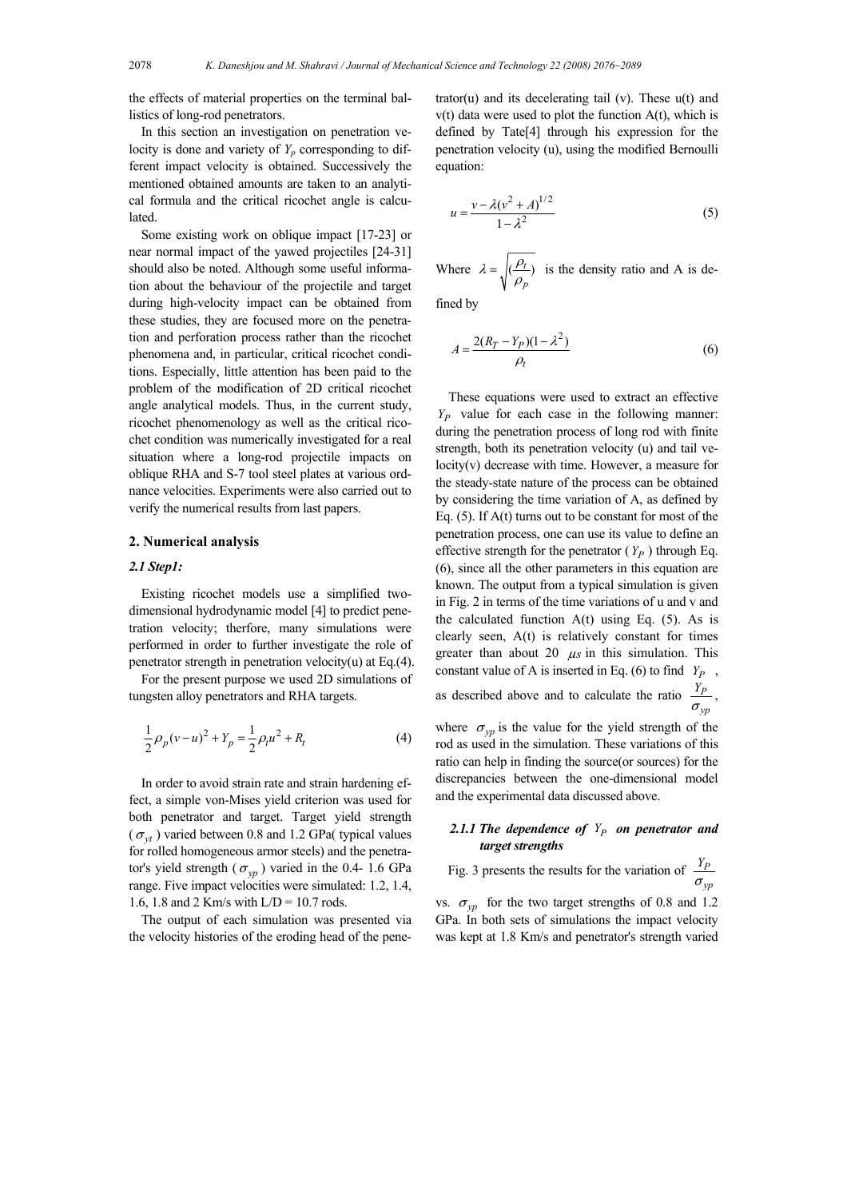the effects of material properties on the terminal ballistics of long-rod penetrators.

In this section an investigation on penetration velocity is done and variety of $Y_p$ corresponding to different impact velocity is obtained. Successively the mentioned obtained amounts are taken to an analytical formula and the critical ricochet angle is calculated.

Some existing work on oblique impact [17-23] or near normal impact of the yawed projectiles [24-31] should also be noted. Although some useful information about the behaviour of the projectile and target during high-velocity impact can be obtained from these studies, they are focused more on the penetration and perforation process rather than the ricochet phenomena and, in particular, critical ricochet conditions. Especially, little attention has been paid to the problem of the modification of 2D critical ricochet angle analytical models. Thus, in the current study, ricochet phenomenology as well as the critical ricochet condition was numerically investigated for a real situation where a long-rod projectile impacts on oblique RHA and S-7 tool steel plates at various ordnance velocities. Experiments were also carried out to verify the numerical results from last papers.

## 2. Numerical analysis

### 2.1 Step1:

Existing ricochet models use a simplified two-dimensional hydrodynamic model [4] to predict penetration velocity; therfore, many simulations were performed in order to further investigate the role of penetrator strength in penetration velocity(u) at Eq.(4).

For the present purpose we used 2D simulations of tungsten alloy penetrators and RHA targets.

$$\frac{1}{2}\rho_p(v-u)^2 + Y_p = \frac{1}{2}\rho_t u^2 + R_t \tag{4}$$

In order to avoid strain rate and strain hardening effect, a simple von-Mises yield criterion was used for both penetrator and target. Target yield strength ($\sigma_{yt}$) varied between 0.8 and 1.2 GPa( typical values for rolled homogeneous armor steels) and the penetrator's yield strength ($\sigma_{yp}$) varied in the 0.4- 1.6 GPa range. Five impact velocities were simulated: 1.2, 1.4, 1.6, 1.8 and 2 Km/s with L/D = 10.7 rods.

The output of each simulation was presented via the velocity histories of the eroding head of the penetrator(u) and its decelerating tail (v). These u(t) and v(t) data were used to plot the function A(t), which is defined by Tate[4] through his expression for the penetration velocity (u), using the modified Bernoulli equation:

$$u = \frac{v - \lambda(v^2 + A)^{1/2}}{1-\lambda^2} \tag{5}$$

Where $\lambda = \sqrt{(\frac{\rho_t}{\rho_p})}$ is the density ratio and A is defined by

$$A = \frac{2(R_T - Y_P)(1-\lambda^2)}{\rho_t} \tag{6}$$

These equations were used to extract an effective $Y_P$ value for each case in the following manner: during the penetration process of long rod with finite strength, both its penetration velocity (u) and tail velocity(v) decrease with time. However, a measure for the steady-state nature of the process can be obtained by considering the time variation of A, as defined by Eq. (5). If A(t) turns out to be constant for most of the penetration process, one can use its value to define an effective strength for the penetrator ($Y_P$) through Eq. (6), since all the other parameters in this equation are known. The output from a typical simulation is given in Fig. 2 in terms of the time variations of u and v and the calculated function A(t) using Eq. (5). As is clearly seen, A(t) is relatively constant for times greater than about 20 $\mu s$ in this simulation. This constant value of A is inserted in Eq. (6) to find $Y_P$, as described above and to calculate the ratio $\frac{Y_P}{\sigma_{yp}}$, where $\sigma_{yp}$ is the value for the yield strength of the rod as used in the simulation. These variations of this ratio can help in finding the source(or sources) for the discrepancies between the one-dimensional model and the experimental data discussed above.

#### 2.1.1 The dependence of $Y_P$ on penetrator and target strengths

Fig. 3 presents the results for the variation of $\frac{Y_P}{\sigma_{yp}}$ vs. $\sigma_{yp}$ for the two target strengths of 0.8 and 1.2 GPa. In both sets of simulations the impact velocity was kept at 1.8 Km/s and penetrator's strength varied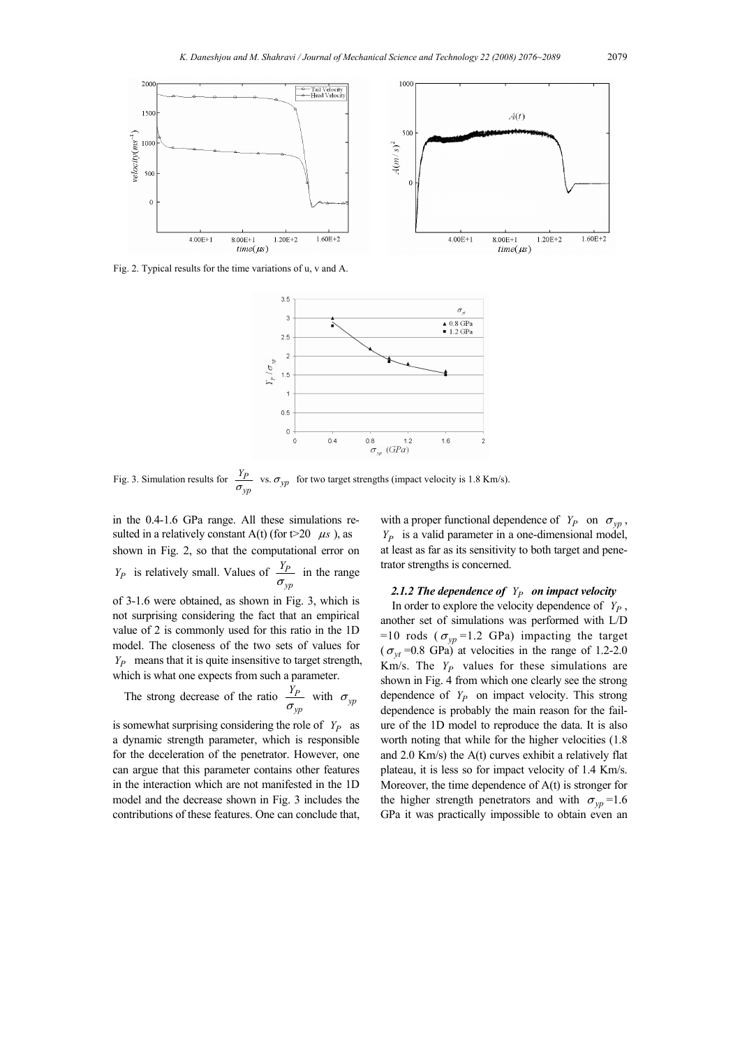Fig. 2. Typical results for the time variations of u, v and A.

Fig. 3. Simulation results for $\frac{Y_P}{\sigma_{yp}}$ vs. $\sigma_{yp}$ for two target strengths (impact velocity is 1.8 Km/s).

in the 0.4-1.6 GPa range. All these simulations resulted in a relatively constant A(t) (for t>20 $\mu s$ ), as shown in Fig. 2, so that the computational error on $Y_P$ is relatively small. Values of $\frac{Y_P}{\sigma_{yp}}$ in the range of 3-1.6 were obtained, as shown in Fig. 3, which is not surprising considering the fact that an empirical value of 2 is commonly used for this ratio in the 1D model. The closeness of the two sets of values for $Y_P$ means that it is quite insensitive to target strength, which is what one expects from such a parameter.

The strong decrease of the ratio $\frac{Y_P}{\sigma_{yp}}$ with $\sigma_{yp}$ is somewhat surprising considering the role of $Y_P$ as a dynamic strength parameter, which is responsible for the deceleration of the penetrator. However, one can argue that this parameter contains other features in the interaction which are not manifested in the 1D model and the decrease shown in Fig. 3 includes the contributions of these features. One can conclude that, with a proper functional dependence of $Y_P$ on $\sigma_{yp}$, $Y_P$ is a valid parameter in a one-dimensional model, at least as far as its sensitivity to both target and penetrator strengths is concerned.

#### 2.1.2 The dependence of $Y_P$ on impact velocity

In order to explore the velocity dependence of $Y_P$, another set of simulations was performed with L/D =10 rods ( $\sigma_{yp}$ =1.2 GPa) impacting the target ( $\sigma_{yt}$ =0.8 GPa) at velocities in the range of 1.2-2.0 Km/s. The $Y_P$ values for these simulations are shown in Fig. 4 from which one clearly see the strong dependence of $Y_P$ on impact velocity. This strong dependence is probably the main reason for the failure of the 1D model to reproduce the data. It is also worth noting that while for the higher velocities (1.8 and 2.0 Km/s) the A(t) curves exhibit a relatively flat plateau, it is less so for impact velocity of 1.4 Km/s. Moreover, the time dependence of A(t) is stronger for the higher strength penetrators and with $\sigma_{yp}$ =1.6 GPa it was practically impossible to obtain even an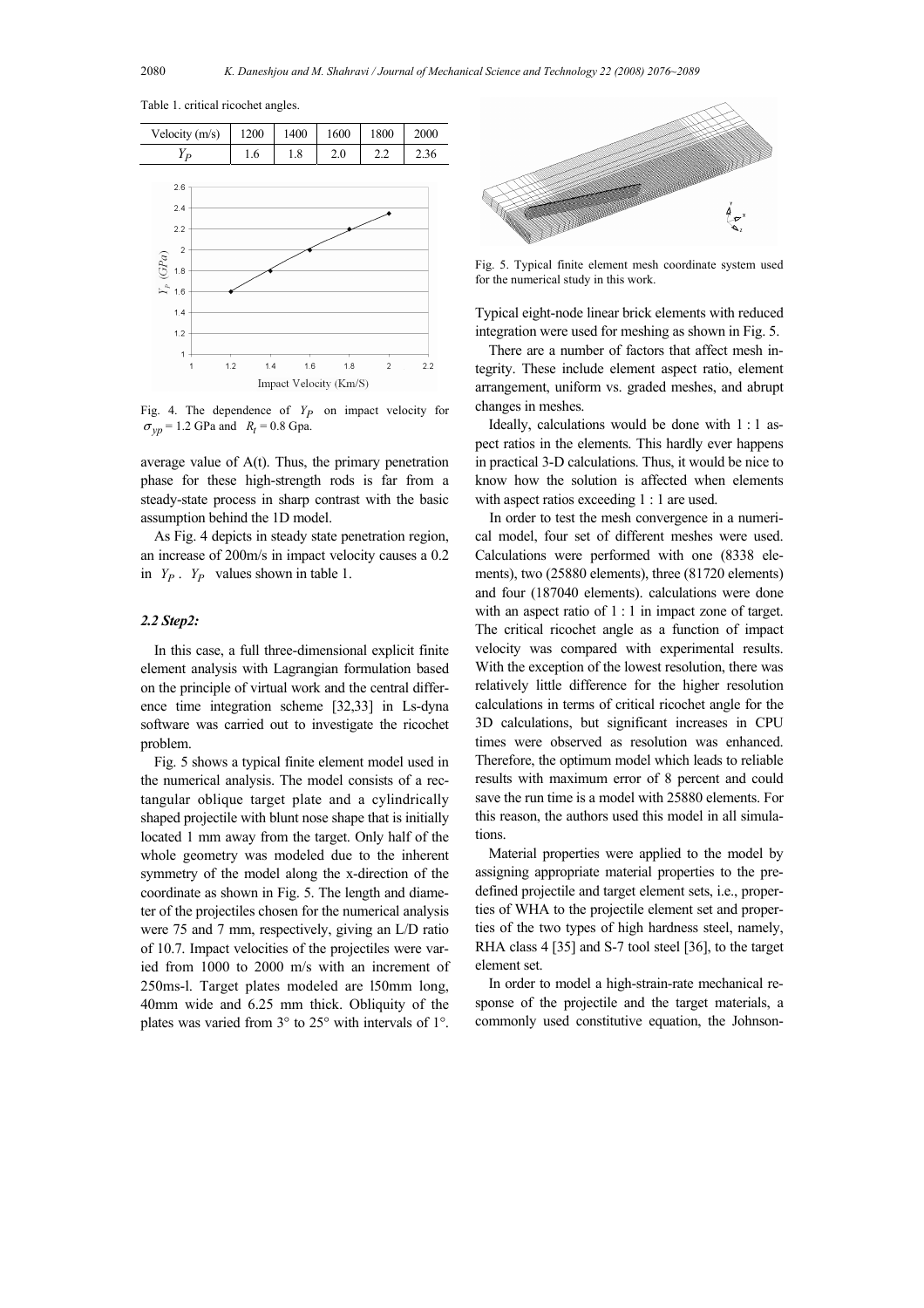Table 1. critical ricochet angles.

| Velocity (m/s) | 1200 | 1400 | 1600 | 1800 | 2000 |
|---|---|---|---|---|---|
| $Y_P$ | 1.6 | 1.8 | 2.0 | 2.2 | 2.36 |

Fig. 4. The dependence of $Y_P$ on impact velocity for $\sigma_{yp}$ = 1.2 GPa and $R_t$ = 0.8 Gpa.

average value of A(t). Thus, the primary penetration phase for these high-strength rods is far from a steady-state process in sharp contrast with the basic assumption behind the 1D model.

As Fig. 4 depicts in steady state penetration region, an increase of 200m/s in impact velocity causes a 0.2 in $Y_P$. $Y_P$ values shown in table 1.

### *2.2 Step2:*

In this case, a full three-dimensional explicit finite element analysis with Lagrangian formulation based on the principle of virtual work and the central difference time integration scheme [32,33] in Ls-dyna software was carried out to investigate the ricochet problem.

Fig. 5 shows a typical finite element model used in the numerical analysis. The model consists of a rectangular oblique target plate and a cylindrically shaped projectile with blunt nose shape that is initially located 1 mm away from the target. Only half of the whole geometry was modeled due to the inherent symmetry of the model along the x-direction of the coordinate as shown in Fig. 5. The length and diameter of the projectiles chosen for the numerical analysis were 75 and 7 mm, respectively, giving an L/D ratio of 10.7. Impact velocities of the projectiles were varied from 1000 to 2000 m/s with an increment of 250ms-l. Target plates modeled are l50mm long, 40mm wide and 6.25 mm thick. Obliquity of the plates was varied from 3° to 25° with intervals of 1°.

Fig. 5. Typical finite element mesh coordinate system used for the numerical study in this work.

Typical eight-node linear brick elements with reduced integration were used for meshing as shown in Fig. 5.

There are a number of factors that affect mesh integrity. These include element aspect ratio, element arrangement, uniform vs. graded meshes, and abrupt changes in meshes.

Ideally, calculations would be done with 1 : 1 aspect ratios in the elements. This hardly ever happens in practical 3-D calculations. Thus, it would be nice to know how the solution is affected when elements with aspect ratios exceeding 1 : 1 are used.

In order to test the mesh convergence in a numerical model, four set of different meshes were used. Calculations were performed with one (8338 elements), two (25880 elements), three (81720 elements) and four (187040 elements). calculations were done with an aspect ratio of 1 : 1 in impact zone of target. The critical ricochet angle as a function of impact velocity was compared with experimental results. With the exception of the lowest resolution, there was relatively little difference for the higher resolution calculations in terms of critical ricochet angle for the 3D calculations, but significant increases in CPU times were observed as resolution was enhanced. Therefore, the optimum model which leads to reliable results with maximum error of 8 percent and could save the run time is a model with 25880 elements. For this reason, the authors used this model in all simulations.

Material properties were applied to the model by assigning appropriate material properties to the predefined projectile and target element sets, i.e., properties of WHA to the projectile element set and properties of the two types of high hardness steel, namely, RHA class 4 [35] and S-7 tool steel [36], to the target element set.

In order to model a high-strain-rate mechanical response of the projectile and the target materials, a commonly used constitutive equation, the Johnson-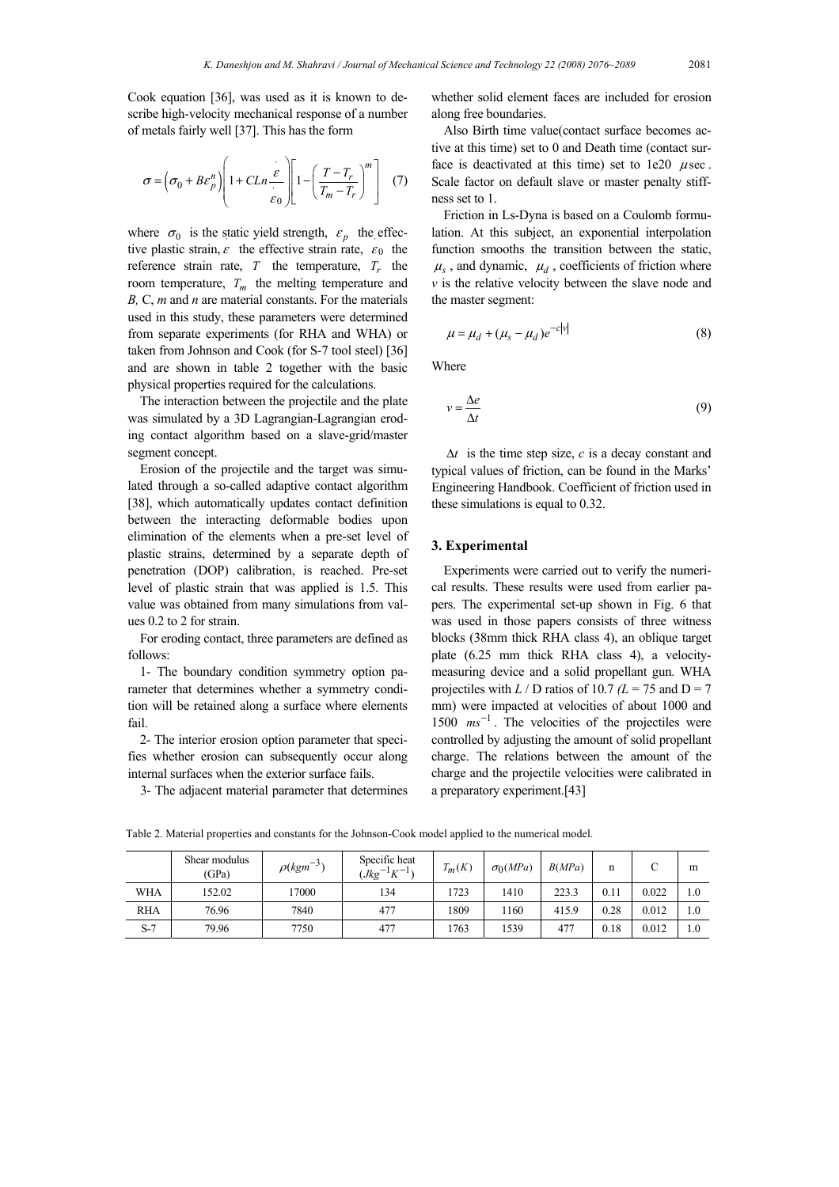Cook equation [36], was used as it is known to describe high-velocity mechanical response of a number of metals fairly well [37]. This has the form

$$\sigma = \left(\sigma_0 + B\varepsilon_p^n\right)\left(1 + CLn\frac{\dot{\varepsilon}}{\dot{\varepsilon}_0}\right)\left[1 - \left(\frac{T - T_r}{T_m - T_r}\right)^m\right] \quad (7)$$

where $\sigma_0$ is the static yield strength, $\varepsilon_p$ the effective plastic strain, $\dot{\varepsilon}$ the effective strain rate, $\dot{\varepsilon}_0$ the reference strain rate, $T$ the temperature, $T_r$ the room temperature, $T_m$ the melting temperature and $B$, C, $m$ and $n$ are material constants. For the materials used in this study, these parameters were determined from separate experiments (for RHA and WHA) or taken from Johnson and Cook (for S-7 tool steel) [36] and are shown in table 2 together with the basic physical properties required for the calculations.

The interaction between the projectile and the plate was simulated by a 3D Lagrangian-Lagrangian eroding contact algorithm based on a slave-grid/master segment concept.

Erosion of the projectile and the target was simulated through a so-called adaptive contact algorithm [38], which automatically updates contact definition between the interacting deformable bodies upon elimination of the elements when a pre-set level of plastic strains, determined by a separate depth of penetration (DOP) calibration, is reached. Pre-set level of plastic strain that was applied is 1.5. This value was obtained from many simulations from values 0.2 to 2 for strain.

For eroding contact, three parameters are defined as follows:

1- The boundary condition symmetry option parameter that determines whether a symmetry condition will be retained along a surface where elements fail.

2- The interior erosion option parameter that specifies whether erosion can subsequently occur along internal surfaces when the exterior surface fails.

3- The adjacent material parameter that determines whether solid element faces are included for erosion along free boundaries.

Also Birth time value(contact surface becomes active at this time) set to 0 and Death time (contact surface is deactivated at this time) set to 1e20 $\mu$sec. Scale factor on default slave or master penalty stiffness set to 1.

Friction in Ls-Dyna is based on a Coulomb formulation. At this subject, an exponential interpolation function smooths the transition between the static, $\mu_s$, and dynamic, $\mu_d$, coefficients of friction where $v$ is the relative velocity between the slave node and the master segment:

$$\mu = \mu_d + (\mu_s - \mu_d)e^{-c|v|} \quad (8)$$

Where

$$v = \frac{\Delta e}{\Delta t} \quad (9)$$

$\Delta t$ is the time step size, $c$ is a decay constant and typical values of friction, can be found in the Marks' Engineering Handbook. Coefficient of friction used in these simulations is equal to 0.32.

## 3. Experimental

Experiments were carried out to verify the numerical results. These results were used from earlier papers. The experimental set-up shown in Fig. 6 that was used in those papers consists of three witness blocks (38mm thick RHA class 4), an oblique target plate (6.25 mm thick RHA class 4), a velocity-measuring device and a solid propellant gun. WHA projectiles with $L$ / D ratios of 10.7 ($L$ = 75 and D = 7 mm) were impacted at velocities of about 1000 and 1500 $ms^{-1}$. The velocities of the projectiles were controlled by adjusting the amount of solid propellant charge. The relations between the amount of the charge and the projectile velocities were calibrated in a preparatory experiment.[43]

Table 2. Material properties and constants for the Johnson-Cook model applied to the numerical model.

| | Shear modulus (GPa) | $\rho(kgm^{-3})$ | Specific heat ($Jkg^{-1}K^{-1}$) | $T_m(K)$ | $\sigma_0(MPa)$ | $B(MPa)$ | n | C | m |
|---|---|---|---|---|---|---|---|---|---|
| WHA | 152.02 | 17000 | 134 | 1723 | 1410 | 223.3 | 0.11 | 0.022 | 1.0 |
| RHA | 76.96 | 7840 | 477 | 1809 | 1160 | 415.9 | 0.28 | 0.012 | 1.0 |
| S-7 | 79.96 | 7750 | 477 | 1763 | 1539 | 477 | 0.18 | 0.012 | 1.0 |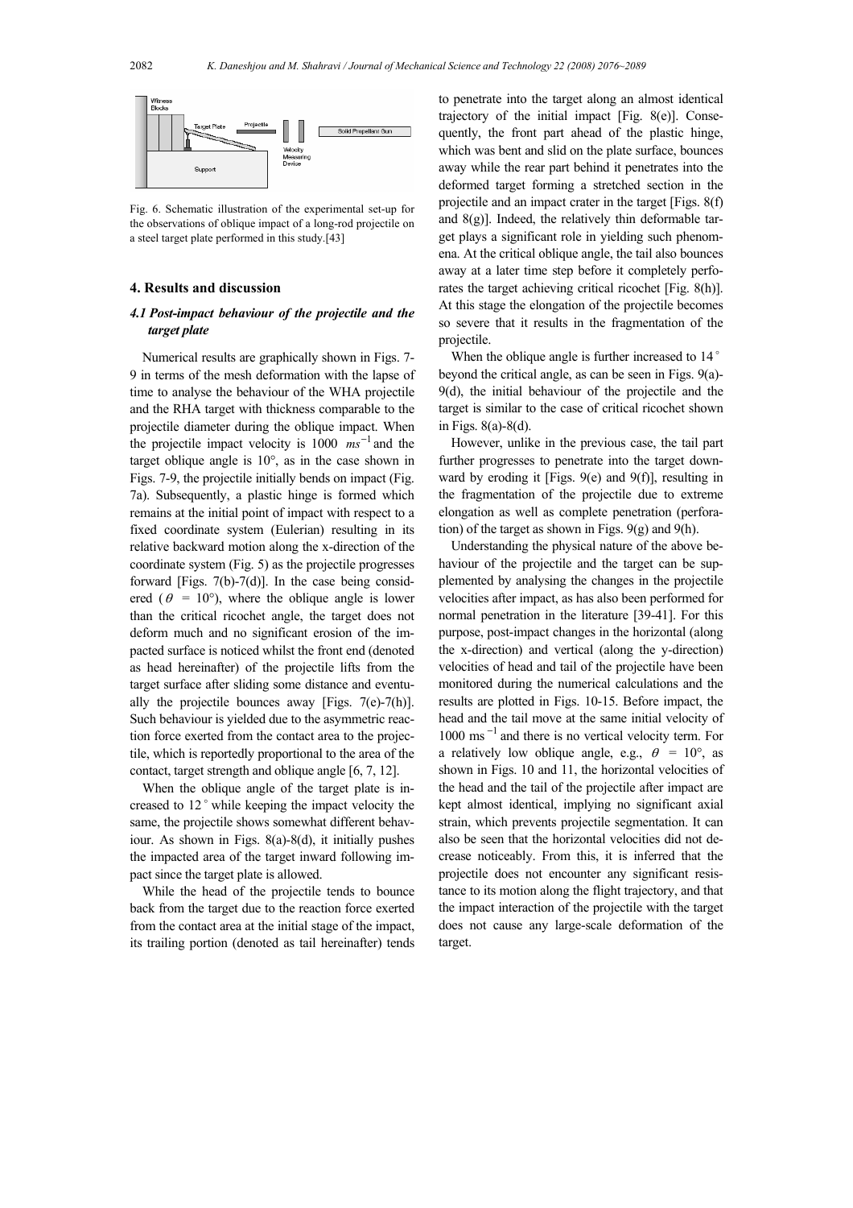Fig. 6. Schematic illustration of the experimental set-up for the observations of oblique impact of a long-rod projectile on a steel target plate performed in this study.[43]

## 4. Results and discussion

### *4.1 Post-impact behaviour of the projectile and the target plate*

Numerical results are graphically shown in Figs. 7-9 in terms of the mesh deformation with the lapse of time to analyse the behaviour of the WHA projectile and the RHA target with thickness comparable to the projectile diameter during the oblique impact. When the projectile impact velocity is 1000 $ms^{-1}$ and the target oblique angle is 10°, as in the case shown in Figs. 7-9, the projectile initially bends on impact (Fig. 7a). Subsequently, a plastic hinge is formed which remains at the initial point of impact with respect to a fixed coordinate system (Eulerian) resulting in its relative backward motion along the x-direction of the coordinate system (Fig. 5) as the projectile progresses forward [Figs. 7(b)-7(d)]. In the case being considered ($\theta$ = 10°), where the oblique angle is lower than the critical ricochet angle, the target does not deform much and no significant erosion of the impacted surface is noticed whilst the front end (denoted as head hereinafter) of the projectile lifts from the target surface after sliding some distance and eventually the projectile bounces away [Figs. 7(e)-7(h)]. Such behaviour is yielded due to the asymmetric reaction force exerted from the contact area to the projectile, which is reportedly proportional to the area of the contact, target strength and oblique angle [6, 7, 12].

When the oblique angle of the target plate is increased to 12° while keeping the impact velocity the same, the projectile shows somewhat different behaviour. As shown in Figs. 8(a)-8(d), it initially pushes the impacted area of the target inward following impact since the target plate is allowed.

While the head of the projectile tends to bounce back from the target due to the reaction force exerted from the contact area at the initial stage of the impact, its trailing portion (denoted as tail hereinafter) tends to penetrate into the target along an almost identical trajectory of the initial impact [Fig. 8(e)]. Consequently, the front part ahead of the plastic hinge, which was bent and slid on the plate surface, bounces away while the rear part behind it penetrates into the deformed target forming a stretched section in the projectile and an impact crater in the target [Figs. 8(f) and 8(g)]. Indeed, the relatively thin deformable target plays a significant role in yielding such phenomena. At the critical oblique angle, the tail also bounces away at a later time step before it completely perforates the target achieving critical ricochet [Fig. 8(h)]. At this stage the elongation of the projectile becomes so severe that it results in the fragmentation of the projectile.

When the oblique angle is further increased to 14° beyond the critical angle, as can be seen in Figs. 9(a)-9(d), the initial behaviour of the projectile and the target is similar to the case of critical ricochet shown in Figs. 8(a)-8(d).

However, unlike in the previous case, the tail part further progresses to penetrate into the target downward by eroding it [Figs. 9(e) and 9(f)], resulting in the fragmentation of the projectile due to extreme elongation as well as complete penetration (perforation) of the target as shown in Figs. 9(g) and 9(h).

Understanding the physical nature of the above behaviour of the projectile and the target can be supplemented by analysing the changes in the projectile velocities after impact, as has also been performed for normal penetration in the literature [39-41]. For this purpose, post-impact changes in the horizontal (along the x-direction) and vertical (along the y-direction) velocities of head and tail of the projectile have been monitored during the numerical calculations and the results are plotted in Figs. 10-15. Before impact, the head and the tail move at the same initial velocity of 1000 $ms^{-1}$ and there is no vertical velocity term. For a relatively low oblique angle, e.g., $\theta$ = 10°, as shown in Figs. 10 and 11, the horizontal velocities of the head and the tail of the projectile after impact are kept almost identical, implying no significant axial strain, which prevents projectile segmentation. It can also be seen that the horizontal velocities did not decrease noticeably. From this, it is inferred that the projectile does not encounter any significant resistance to its motion along the flight trajectory, and that the impact interaction of the projectile with the target does not cause any large-scale deformation of the target.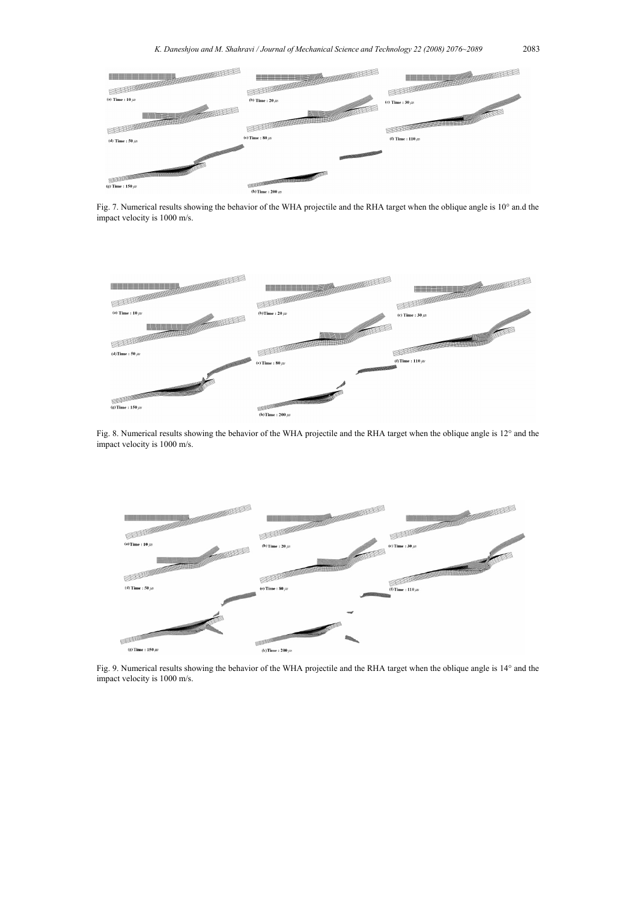Fig. 7. Numerical results showing the behavior of the WHA projectile and the RHA target when the oblique angle is 10° an.d the impact velocity is 1000 m/s.

Fig. 8. Numerical results showing the behavior of the WHA projectile and the RHA target when the oblique angle is 12° and the impact velocity is 1000 m/s.

Fig. 9. Numerical results showing the behavior of the WHA projectile and the RHA target when the oblique angle is 14° and the impact velocity is 1000 m/s.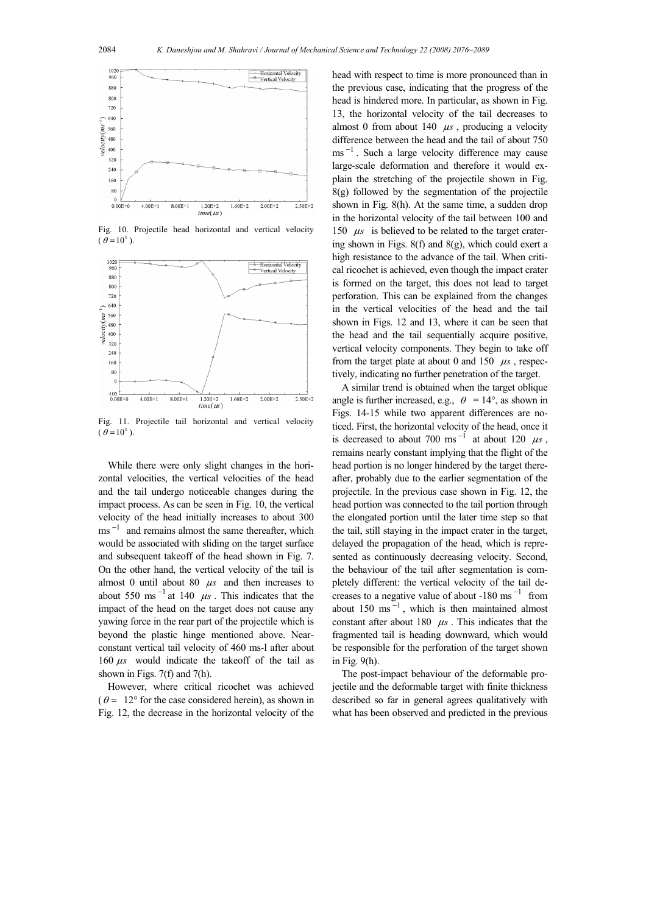Fig. 10. Projectile head horizontal and vertical velocity ($\theta = 10^\circ$).

Fig. 11. Projectile tail horizontal and vertical velocity ($\theta = 10^\circ$).

While there were only slight changes in the horizontal velocities, the vertical velocities of the head and the tail undergo noticeable changes during the impact process. As can be seen in Fig. 10, the vertical velocity of the head initially increases to about 300 $ms^{-1}$ and remains almost the same thereafter, which would be associated with sliding on the target surface and subsequent takeoff of the head shown in Fig. 7. On the other hand, the vertical velocity of the tail is almost 0 until about 80 $\mu s$ and then increases to about 550 $ms^{-1}$ at 140 $\mu s$. This indicates that the impact of the head on the target does not cause any yawing force in the rear part of the projectile which is beyond the plastic hinge mentioned above. Near-constant vertical tail velocity of 460 ms-l after about 160 $\mu s$ would indicate the takeoff of the tail as shown in Figs. 7(f) and 7(h).

However, where critical ricochet was achieved ($\theta = 12°$ for the case considered herein), as shown in Fig. 12, the decrease in the horizontal velocity of the head with respect to time is more pronounced than in the previous case, indicating that the progress of the head is hindered more. In particular, as shown in Fig. 13, the horizontal velocity of the tail decreases to almost 0 from about 140 $\mu s$, producing a velocity difference between the head and the tail of about 750 $ms^{-1}$. Such a large velocity difference may cause large-scale deformation and therefore it would explain the stretching of the projectile shown in Fig. 8(g) followed by the segmentation of the projectile shown in Fig. 8(h). At the same time, a sudden drop in the horizontal velocity of the tail between 100 and 150 $\mu s$ is believed to be related to the target cratering shown in Figs. 8(f) and 8(g), which could exert a high resistance to the advance of the tail. When critical ricochet is achieved, even though the impact crater is formed on the target, this does not lead to target perforation. This can be explained from the changes in the vertical velocities of the head and the tail shown in Figs. 12 and 13, where it can be seen that the head and the tail sequentially acquire positive, vertical velocity components. They begin to take off from the target plate at about 0 and 150 $\mu s$, respectively, indicating no further penetration of the target.

A similar trend is obtained when the target oblique angle is further increased, e.g., $\theta = 14°$, as shown in Figs. 14-15 while two apparent differences are noticed. First, the horizontal velocity of the head, once it is decreased to about 700 $ms^{-1}$ at about 120 $\mu s$, remains nearly constant implying that the flight of the head portion is no longer hindered by the target thereafter, probably due to the earlier segmentation of the projectile. In the previous case shown in Fig. 12, the head portion was connected to the tail portion through the elongated portion until the later time step so that the tail, still staying in the impact crater in the target, delayed the propagation of the head, which is represented as continuously decreasing velocity. Second, the behaviour of the tail after segmentation is completely different: the vertical velocity of the tail decreases to a negative value of about -180 $ms^{-1}$ from about 150 $ms^{-1}$, which is then maintained almost constant after about 180 $\mu s$. This indicates that the fragmented tail is heading downward, which would be responsible for the perforation of the target shown in Fig. 9(h).

The post-impact behaviour of the deformable projectile and the deformable target with finite thickness described so far in general agrees qualitatively with what has been observed and predicted in the previous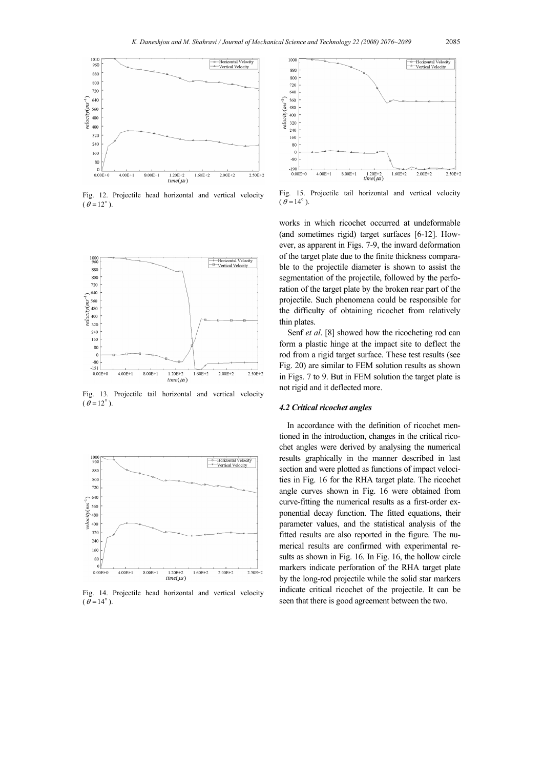Fig. 12. Projectile head horizontal and vertical velocity ($\theta = 12^\circ$).

Fig. 13. Projectile tail horizontal and vertical velocity ($\theta = 12^\circ$).

Fig. 14. Projectile head horizontal and vertical velocity ($\theta = 14^\circ$).

Fig. 15. Projectile tail horizontal and vertical velocity ($\theta = 14^\circ$).

works in which ricochet occurred at undeformable (and sometimes rigid) target surfaces [6-12]. However, as apparent in Figs. 7-9, the inward deformation of the target plate due to the finite thickness comparable to the projectile diameter is shown to assist the segmentation of the projectile, followed by the perforation of the target plate by the broken rear part of the projectile. Such phenomena could be responsible for the difficulty of obtaining ricochet from relatively thin plates.

Senf *et al*. [8] showed how the ricocheting rod can form a plastic hinge at the impact site to deflect the rod from a rigid target surface. These test results (see Fig. 20) are similar to FEM solution results as shown in Figs. 7 to 9. But in FEM solution the target plate is not rigid and it deflected more.

### *4.2 Critical ricochet angles*

In accordance with the definition of ricochet mentioned in the introduction, changes in the critical ricochet angles were derived by analysing the numerical results graphically in the manner described in last section and were plotted as functions of impact velocities in Fig. 16 for the RHA target plate. The ricochet angle curves shown in Fig. 16 were obtained from curve-fitting the numerical results as a first-order exponential decay function. The fitted equations, their parameter values, and the statistical analysis of the fitted results are also reported in the figure. The numerical results are confirmed with experimental results as shown in Fig. 16. In Fig. 16, the hollow circle markers indicate perforation of the RHA target plate by the long-rod projectile while the solid star markers indicate critical ricochet of the projectile. It can be seen that there is good agreement between the two.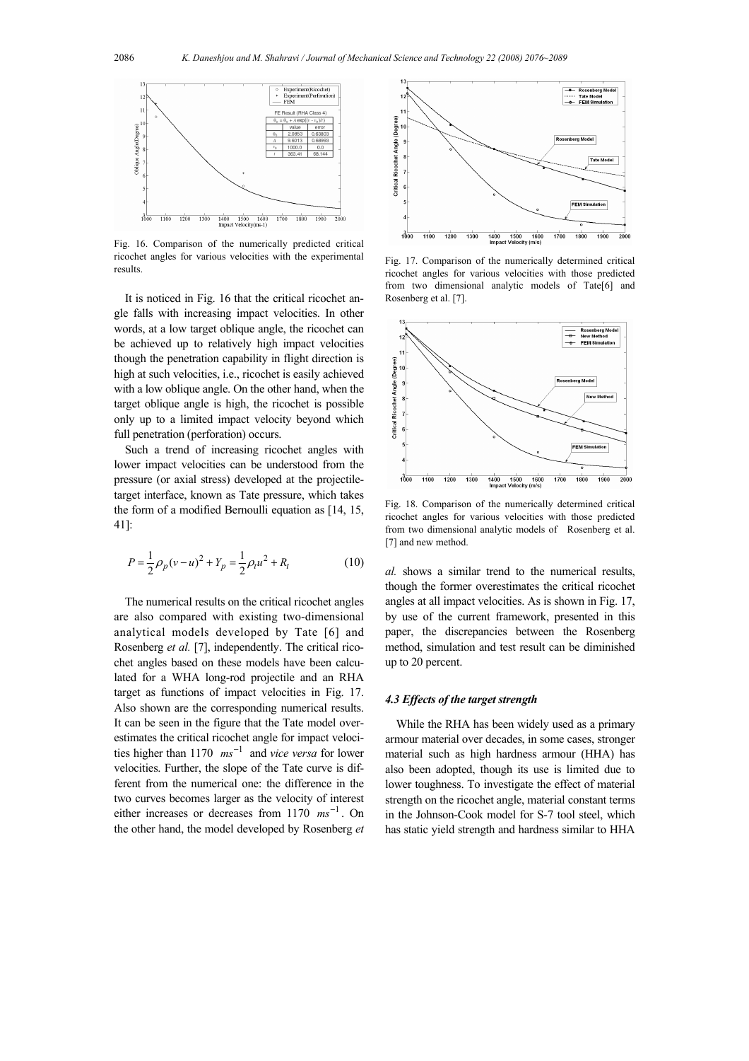Fig. 16. Comparison of the numerically predicted critical ricochet angles for various velocities with the experimental results.

Fig. 17. Comparison of the numerically determined critical ricochet angles for various velocities with those predicted from two dimensional analytic models of Tate[6] and Rosenberg et al. [7].

Fig. 18. Comparison of the numerically determined critical ricochet angles for various velocities with those predicted from two dimensional analytic models of Rosenberg et al. [7] and new method.

It is noticed in Fig. 16 that the critical ricochet angle falls with increasing impact velocities. In other words, at a low target oblique angle, the ricochet can be achieved up to relatively high impact velocities though the penetration capability in flight direction is high at such velocities, i.e., ricochet is easily achieved with a low oblique angle. On the other hand, when the target oblique angle is high, the ricochet is possible only up to a limited impact velocity beyond which full penetration (perforation) occurs.

Such a trend of increasing ricochet angles with lower impact velocities can be understood from the pressure (or axial stress) developed at the projectile-target interface, known as Tate pressure, which takes the form of a modified Bernoulli equation as [14, 15, 41]:

$$P = \frac{1}{2}\rho_p (v-u)^2 + Y_p = \frac{1}{2}\rho_t u^2 + R_t \tag{10}$$

The numerical results on the critical ricochet angles are also compared with existing two-dimensional analytical models developed by Tate [6] and Rosenberg *et al.* [7], independently. The critical ricochet angles based on these models have been calculated for a WHA long-rod projectile and an RHA target as functions of impact velocities in Fig. 17. Also shown are the corresponding numerical results. It can be seen in the figure that the Tate model overestimates the critical ricochet angle for impact velocities higher than 1170 $ms^{-1}$ and *vice versa* for lower velocities. Further, the slope of the Tate curve is different from the numerical one: the difference in the two curves becomes larger as the velocity of interest either increases or decreases from 1170 $ms^{-1}$. On the other hand, the model developed by Rosenberg *et al.* shows a similar trend to the numerical results, though the former overestimates the critical ricochet angles at all impact velocities. As is shown in Fig. 17, by use of the current framework, presented in this paper, the discrepancies between the Rosenberg method, simulation and test result can be diminished up to 20 percent.

### 4.3 Effects of the target strength

While the RHA has been widely used as a primary armour material over decades, in some cases, stronger material such as high hardness armour (HHA) has also been adopted, though its use is limited due to lower toughness. To investigate the effect of material strength on the ricochet angle, material constant terms in the Johnson-Cook model for S-7 tool steel, which has static yield strength and hardness similar to HHA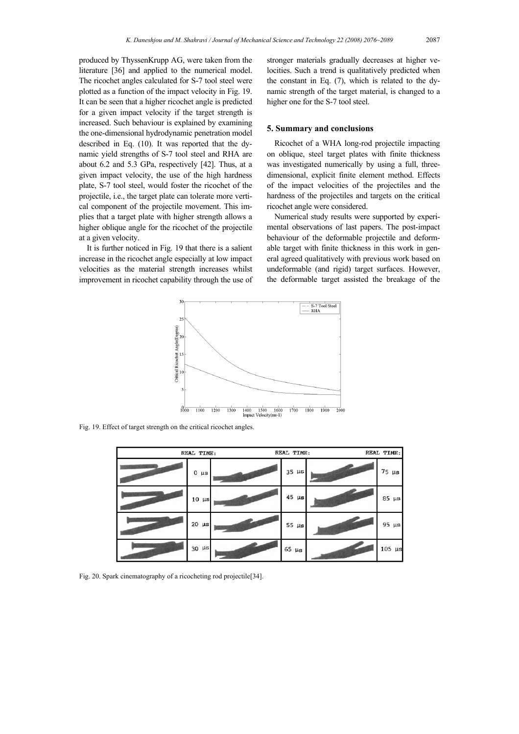produced by ThyssenKrupp AG, were taken from the literature [36] and applied to the numerical model. The ricochet angles calculated for S-7 tool steel were plotted as a function of the impact velocity in Fig. 19. It can be seen that a higher ricochet angle is predicted for a given impact velocity if the target strength is increased. Such behaviour is explained by examining the one-dimensional hydrodynamic penetration model described in Eq. (10). It was reported that the dynamic yield strengths of S-7 tool steel and RHA are about 6.2 and 5.3 GPa, respectively [42]. Thus, at a given impact velocity, the use of the high hardness plate, S-7 tool steel, would foster the ricochet of the projectile, i.e., the target plate can tolerate more vertical component of the projectile movement. This implies that a target plate with higher strength allows a higher oblique angle for the ricochet of the projectile at a given velocity.

It is further noticed in Fig. 19 that there is a salient increase in the ricochet angle especially at low impact velocities as the material strength increases whilst improvement in ricochet capability through the use of stronger materials gradually decreases at higher velocities. Such a trend is qualitatively predicted when the constant in Eq. (7), which is related to the dynamic strength of the target material, is changed to a higher one for the S-7 tool steel.

## 5. Summary and conclusions

Ricochet of a WHA long-rod projectile impacting on oblique, steel target plates with finite thickness was investigated numerically by using a full, three-dimensional, explicit finite element method. Effects of the impact velocities of the projectiles and the hardness of the projectiles and targets on the critical ricochet angle were considered.

Numerical study results were supported by experimental observations of last papers. The post-impact behaviour of the deformable projectile and deformable target with finite thickness in this work in general agreed qualitatively with previous work based on undeformable (and rigid) target surfaces. However, the deformable target assisted the breakage of the

Fig. 19. Effect of target strength on the critical ricochet angles.

Fig. 20. Spark cinematography of a ricocheting rod projectile[34].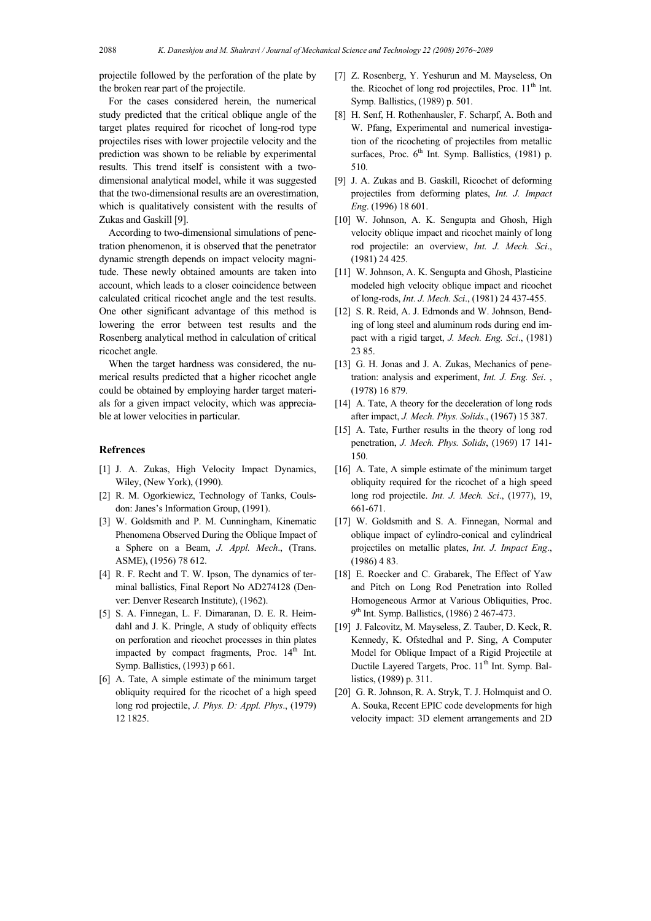projectile followed by the perforation of the plate by the broken rear part of the projectile.

For the cases considered herein, the numerical study predicted that the critical oblique angle of the target plates required for ricochet of long-rod type projectiles rises with lower projectile velocity and the prediction was shown to be reliable by experimental results. This trend itself is consistent with a two-dimensional analytical model, while it was suggested that the two-dimensional results are an overestimation, which is qualitatively consistent with the results of Zukas and Gaskill [9].

According to two-dimensional simulations of penetration phenomenon, it is observed that the penetrator dynamic strength depends on impact velocity magnitude. These newly obtained amounts are taken into account, which leads to a closer coincidence between calculated critical ricochet angle and the test results. One other significant advantage of this method is lowering the error between test results and the Rosenberg analytical method in calculation of critical ricochet angle.

When the target hardness was considered, the numerical results predicted that a higher ricochet angle could be obtained by employing harder target materials for a given impact velocity, which was appreciable at lower velocities in particular.

## Refrences

[1] J. A. Zukas, High Velocity Impact Dynamics, Wiley, (New York), (1990).

[2] R. M. Ogorkiewicz, Technology of Tanks, Coulsdon: Janes's Information Group, (1991).

[3] W. Goldsmith and P. M. Cunningham, Kinematic Phenomena Observed During the Oblique Impact of a Sphere on a Beam, *J. Appl. Mech*., (Trans. ASME), (1956) 78 612.

[4] R. F. Recht and T. W. Ipson, The dynamics of terminal ballistics, Final Report No AD274128 (Denver: Denver Research Institute), (1962).

[5] S. A. Finnegan, L. F. Dimaranan, D. E. R. Heimdahl and J. K. Pringle, A study of obliquity effects on perforation and ricochet processes in thin plates impacted by compact fragments, Proc. 14th Int. Symp. Ballistics, (1993) p 661.

[6] A. Tate, A simple estimate of the minimum target obliquity required for the ricochet of a high speed long rod projectile, *J. Phys. D: Appl. Phys*., (1979) 12 1825.

[7] Z. Rosenberg, Y. Yeshurun and M. Mayseless, On the. Ricochet of long rod projectiles, Proc. 11th Int. Symp. Ballistics, (1989) p. 501.

[8] H. Senf, H. Rothenhausler, F. Scharpf, A. Both and W. Pfang, Experimental and numerical investigation of the ricocheting of projectiles from metallic surfaces, Proc. 6th Int. Symp. Ballistics, (1981) p. 510.

[9] J. A. Zukas and B. Gaskill, Ricochet of deforming projectiles from deforming plates, *Int. J. Impact Eng*. (1996) 18 601.

[10] W. Johnson, A. K. Sengupta and Ghosh, High velocity oblique impact and ricochet mainly of long rod projectile: an overview, *Int. J. Mech. Sci*., (1981) 24 425.

[11] W. Johnson, A. K. Sengupta and Ghosh, Plasticine modeled high velocity oblique impact and ricochet of long-rods, *Int. J. Mech. Sci*., (1981) 24 437-455.

[12] S. R. Reid, A. J. Edmonds and W. Johnson, Bending of long steel and aluminum rods during end impact with a rigid target, *J. Mech. Eng. Sci*., (1981) 23 85.

[13] G. H. Jonas and J. A. Zukas, Mechanics of penetration: analysis and experiment, *Int. J. Eng. Sei*. , (1978) 16 879.

[14] A. Tate, A theory for the deceleration of long rods after impact, *J. Mech. Phys. Solids*., (1967) 15 387.

[15] A. Tate, Further results in the theory of long rod penetration, *J. Mech. Phys. Solids*, (1969) 17 141-150.

[16] A. Tate, A simple estimate of the minimum target obliquity required for the ricochet of a high speed long rod projectile. *Int. J. Mech. Sci*., (1977), 19, 661-671.

[17] W. Goldsmith and S. A. Finnegan, Normal and oblique impact of cylindro-conical and cylindrical projectiles on metallic plates, *Int. J. Impact Eng*., (1986) 4 83.

[18] E. Roecker and C. Grabarek, The Effect of Yaw and Pitch on Long Rod Penetration into Rolled Homogeneous Armor at Various Obliquities, Proc. 9th Int. Symp. Ballistics, (1986) 2 467-473.

[19] J. Falcovitz, M. Mayseless, Z. Tauber, D. Keck, R. Kennedy, K. Ofstedhal and P. Sing, A Computer Model for Oblique Impact of a Rigid Projectile at Ductile Layered Targets, Proc. 11th Int. Symp. Ballistics, (1989) p. 311.

[20] G. R. Johnson, R. A. Stryk, T. J. Holmquist and O. A. Souka, Recent EPIC code developments for high velocity impact: 3D element arrangements and 2D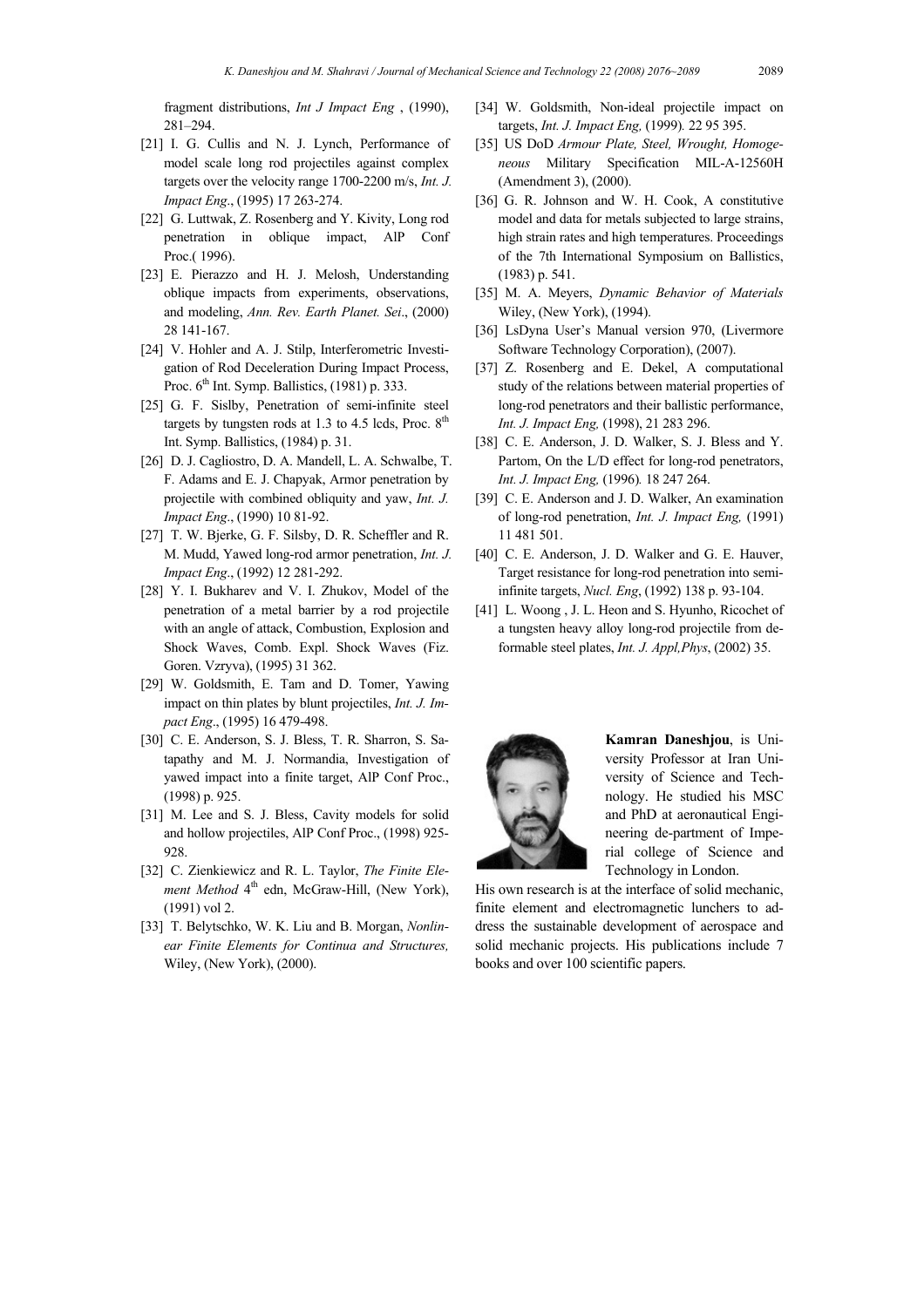fragment distributions, *Int J Impact Eng* , (1990), 281–294.

[21] I. G. Cullis and N. J. Lynch, Performance of model scale long rod projectiles against complex targets over the velocity range 1700-2200 m/s, *Int. J. Impact Eng*., (1995) 17 263-274.

[22] G. Luttwak, Z. Rosenberg and Y. Kivity, Long rod penetration in oblique impact, AIP Conf Proc.( 1996).

[23] E. Pierazzo and H. J. Melosh, Understanding oblique impacts from experiments, observations, and modeling, *Ann. Rev. Earth Planet. Sei*., (2000) 28 141-167.

[24] V. Hohler and A. J. Stilp, Interferometric Investigation of Rod Deceleration During Impact Process, Proc. 6th Int. Symp. Ballistics, (1981) p. 333.

[25] G. F. Sislby, Penetration of semi-infinite steel targets by tungsten rods at 1.3 to 4.5 lcds, Proc. 8th Int. Symp. Ballistics, (1984) p. 31.

[26] D. J. Cagliostro, D. A. Mandell, L. A. Schwalbe, T. F. Adams and E. J. Chapyak, Armor penetration by projectile with combined obliquity and yaw, *Int. J. Impact Eng*., (1990) 10 81-92.

[27] T. W. Bjerke, G. F. Silsby, D. R. Scheffler and R. M. Mudd, Yawed long-rod armor penetration, *Int. J. Impact Eng*., (1992) 12 281-292.

[28] Y. I. Bukharev and V. I. Zhukov, Model of the penetration of a metal barrier by a rod projectile with an angle of attack, Combustion, Explosion and Shock Waves, Comb. Expl. Shock Waves (Fiz. Goren. Vzryva), (1995) 31 362.

[29] W. Goldsmith, E. Tam and D. Tomer, Yawing impact on thin plates by blunt projectiles, *Int. J. Impact Eng*., (1995) 16 479-498.

[30] C. E. Anderson, S. J. Bless, T. R. Sharron, S. Satapathy and M. J. Normandia, Investigation of yawed impact into a finite target, AIP Conf Proc., (1998) p. 925.

[31] M. Lee and S. J. Bless, Cavity models for solid and hollow projectiles, AIP Conf Proc., (1998) 925-928.

[32] C. Zienkiewicz and R. L. Taylor, *The Finite Element Method* 4th edn, McGraw-Hill, (New York), (1991) vol 2.

[33] T. Belytschko, W. K. Liu and B. Morgan, *Nonlinear Finite Elements for Continua and Structures,* Wiley, (New York), (2000).

[34] W. Goldsmith, Non-ideal projectile impact on targets, *Int. J. Impact Eng,* (1999)*.* 22 95 395.

[35] US DoD *Armour Plate, Steel, Wrought, Homogeneous* Military Specification MIL-A-12560H (Amendment 3), (2000).

[36] G. R. Johnson and W. H. Cook, A constitutive model and data for metals subjected to large strains, high strain rates and high temperatures. Proceedings of the 7th International Symposium on Ballistics, (1983) p. 541.

[35] M. A. Meyers, *Dynamic Behavior of Materials* Wiley, (New York), (1994).

[36] LsDyna User's Manual version 970, (Livermore Software Technology Corporation), (2007).

[37] Z. Rosenberg and E. Dekel, A computational study of the relations between material properties of long-rod penetrators and their ballistic performance, *Int. J. Impact Eng,* (1998), 21 283 296.

[38] C. E. Anderson, J. D. Walker, S. J. Bless and Y. Partom, On the L/D effect for long-rod penetrators, *Int. J. Impact Eng,* (1996)*.* 18 247 264.

[39] C. E. Anderson and J. D. Walker, An examination of long-rod penetration, *Int. J. Impact Eng,* (1991) 11 481 501.

[40] C. E. Anderson, J. D. Walker and G. E. Hauver, Target resistance for long-rod penetration into semi-infinite targets, *Nucl. Eng*, (1992) 138 p. 93-104.

[41] L. Woong , J. L. Heon and S. Hyunho, Ricochet of a tungsten heavy alloy long-rod projectile from deformable steel plates, *Int. J. Appl,Phys*, (2002) 35.

**Kamran Daneshjou**, is University Professor at Iran University of Science and Technology. He studied his MSC and PhD at aeronautical Engineering de-partment of Imperial college of Science and Technology in London. His own research is at the interface of solid mechanic, finite element and electromagnetic lunchers to address the sustainable development of aerospace and solid mechanic projects. His publications include 7 books and over 100 scientific papers.